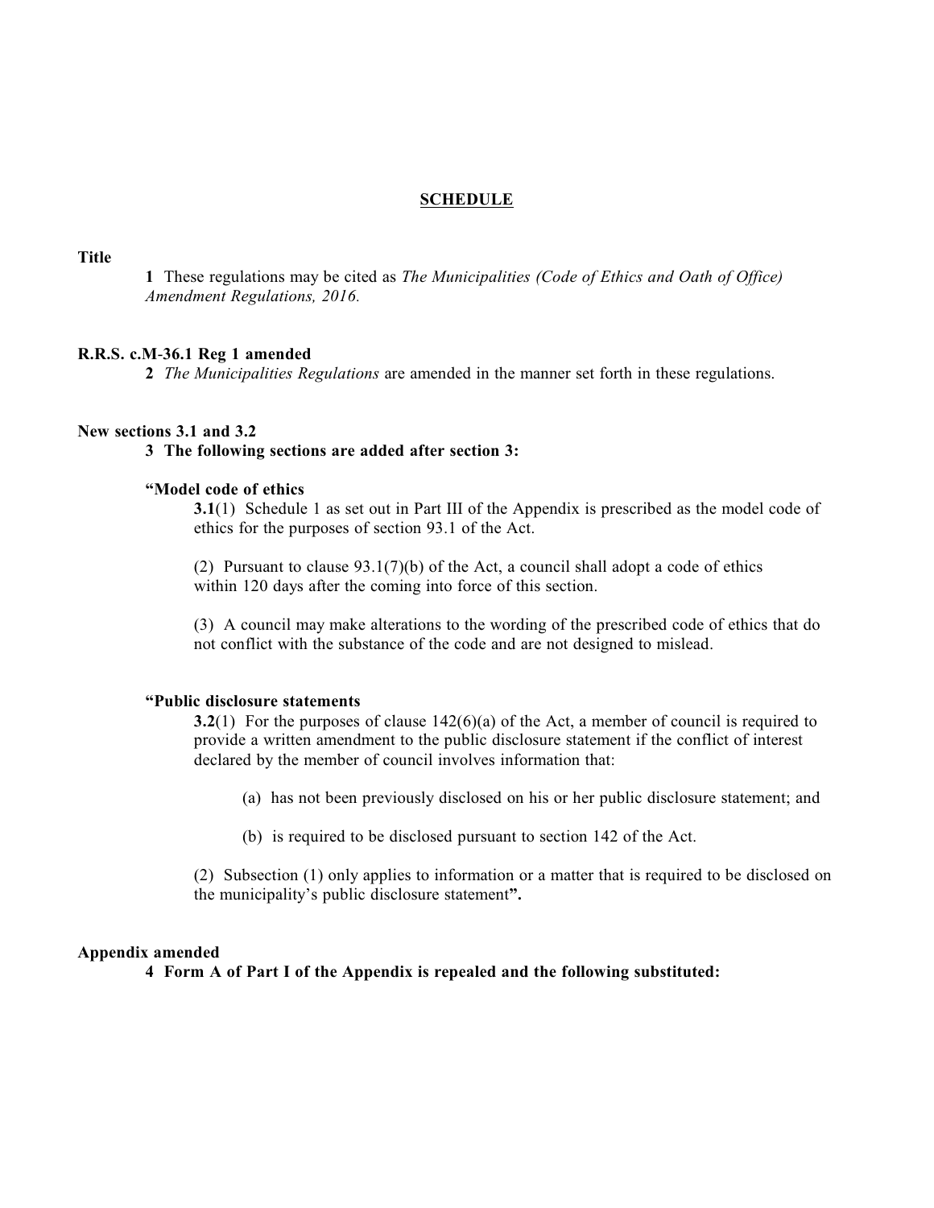## SCHEDULE

**Title**

**1** These regulations may be cited as *The Municipalities (Code of Ethics and Oath of Office) Amendment Regulations, 2016.*

**R.R.S. c.M-36.1 Reg 1 amended**

**2** *The Municipalities Regulations* are amended in the manner set forth in these regulations.

**New sections 3.1 and 3.2**

**3 The following sections are added after section 3:**

**"Model code of ethics**

**3.1**(1) Schedule 1 as set out in Part III of the Appendix is prescribed as the model code of ethics for the purposes of section 93.1 of the Act.

(2) Pursuant to clause 93.1(7)(b) of the Act, a council shall adopt a code of ethics within 120 days after the coming into force of this section.

(3) A council may make alterations to the wording of the prescribed code of ethics that do not conflict with the substance of the code and are not designed to mislead.

**"Public disclosure statements**

**3.2**(1) For the purposes of clause 142(6)(a) of the Act, a member of council is required to provide a written amendment to the public disclosure statement if the conflict of interest declared by the member of council involves information that:

(a) has not been previously disclosed on his or her public disclosure statement; and

(b) is required to be disclosed pursuant to section 142 of the Act.

(2) Subsection (1) only applies to information or a matter that is required to be disclosed on the municipality's public disclosure statement**".**

**Appendix amended**

**4 Form A of Part I of the Appendix is repealed and the following substituted:**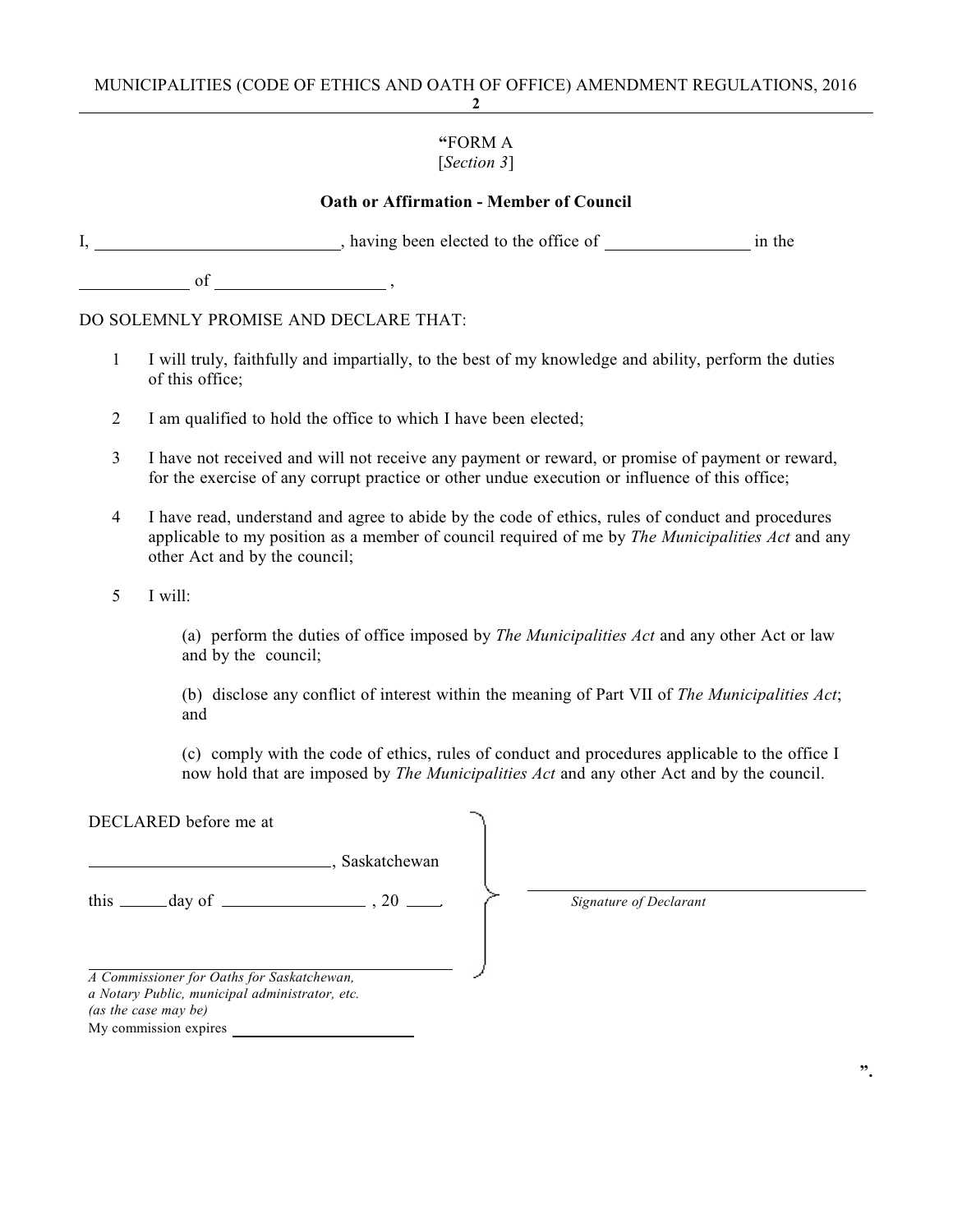"FORM A
[*Section 3*]

**Oath or Affirmation - Member of Council**

I, ____________________________, having been elected to the office of ________________ in the ____________ of ____________________ ,

DO SOLEMNLY PROMISE AND DECLARE THAT:

1 I will truly, faithfully and impartially, to the best of my knowledge and ability, perform the duties of this office;

2 I am qualified to hold the office to which I have been elected;

3 I have not received and will not receive any payment or reward, or promise of payment or reward, for the exercise of any corrupt practice or other undue execution or influence of this office;

4 I have read, understand and agree to abide by the code of ethics, rules of conduct and procedures applicable to my position as a member of council required of me by *The Municipalities Act* and any other Act and by the council;

5 I will:

(a) perform the duties of office imposed by *The Municipalities Act* and any other Act or law and by the council;

(b) disclose any conflict of interest within the meaning of Part VII of *The Municipalities Act*; and

(c) comply with the code of ethics, rules of conduct and procedures applicable to the office I now hold that are imposed by *The Municipalities Act* and any other Act and by the council.

DECLARED before me at

____________________________, Saskatchewan

this ______ day of ________________ , 20 ____.

____________________________
*A Commissioner for Oaths for Saskatchewan,*
*a Notary Public, municipal administrator, etc.*
*(as the case may be)*
My commission expires ____________________

____________________________
*Signature of Declarant*

".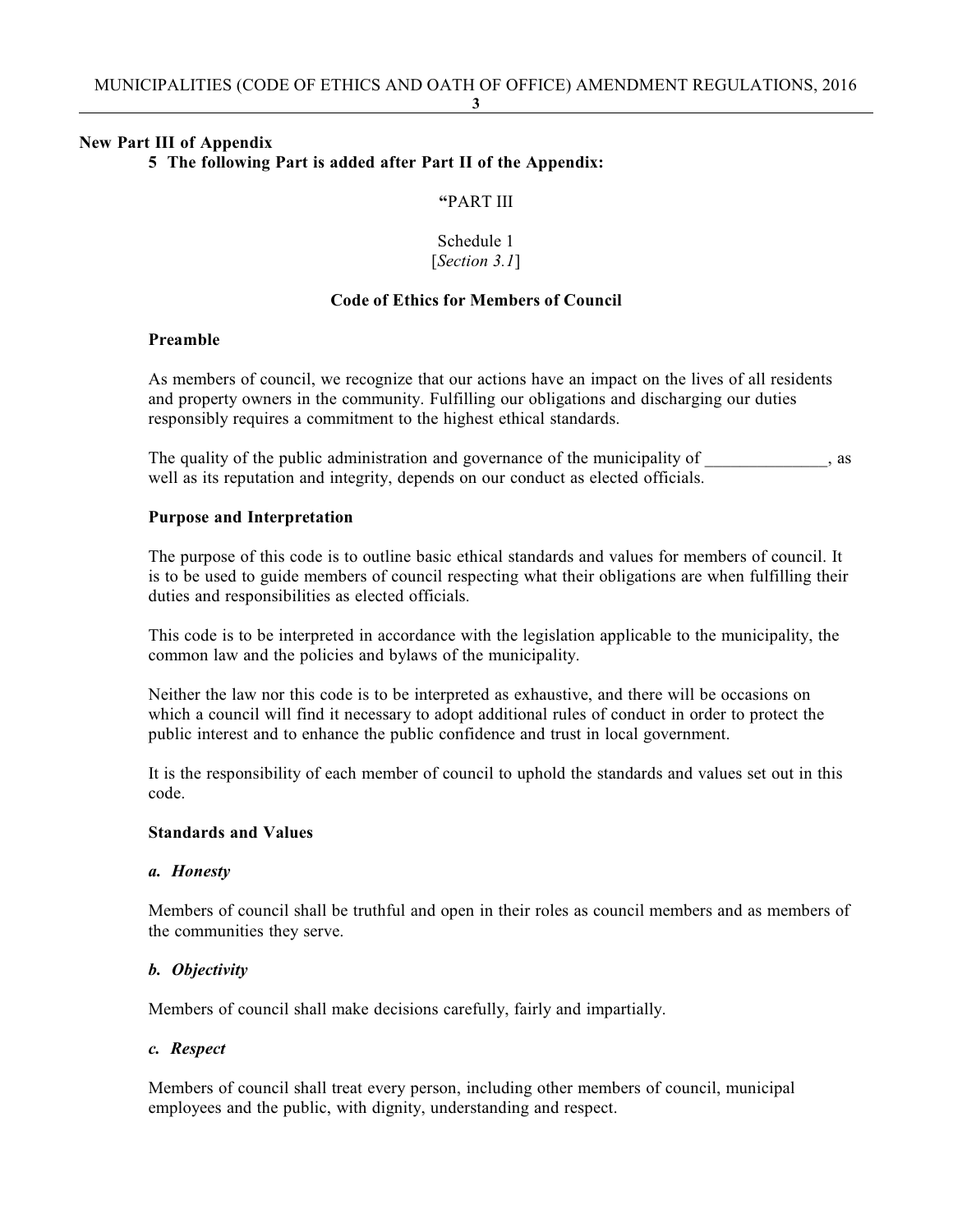**New Part III of Appendix**

**5 The following Part is added after Part II of the Appendix:**

"PART III

Schedule 1
[*Section 3.1*]

**Code of Ethics for Members of Council**

**Preamble**

As members of council, we recognize that our actions have an impact on the lives of all residents and property owners in the community. Fulfilling our obligations and discharging our duties responsibly requires a commitment to the highest ethical standards.

The quality of the public administration and governance of the municipality of ______________, as well as its reputation and integrity, depends on our conduct as elected officials.

**Purpose and Interpretation**

The purpose of this code is to outline basic ethical standards and values for members of council. It is to be used to guide members of council respecting what their obligations are when fulfilling their duties and responsibilities as elected officials.

This code is to be interpreted in accordance with the legislation applicable to the municipality, the common law and the policies and bylaws of the municipality.

Neither the law nor this code is to be interpreted as exhaustive, and there will be occasions on which a council will find it necessary to adopt additional rules of conduct in order to protect the public interest and to enhance the public confidence and trust in local government.

It is the responsibility of each member of council to uphold the standards and values set out in this code.

**Standards and Values**

***a. Honesty***

Members of council shall be truthful and open in their roles as council members and as members of the communities they serve.

***b. Objectivity***

Members of council shall make decisions carefully, fairly and impartially.

***c. Respect***

Members of council shall treat every person, including other members of council, municipal employees and the public, with dignity, understanding and respect.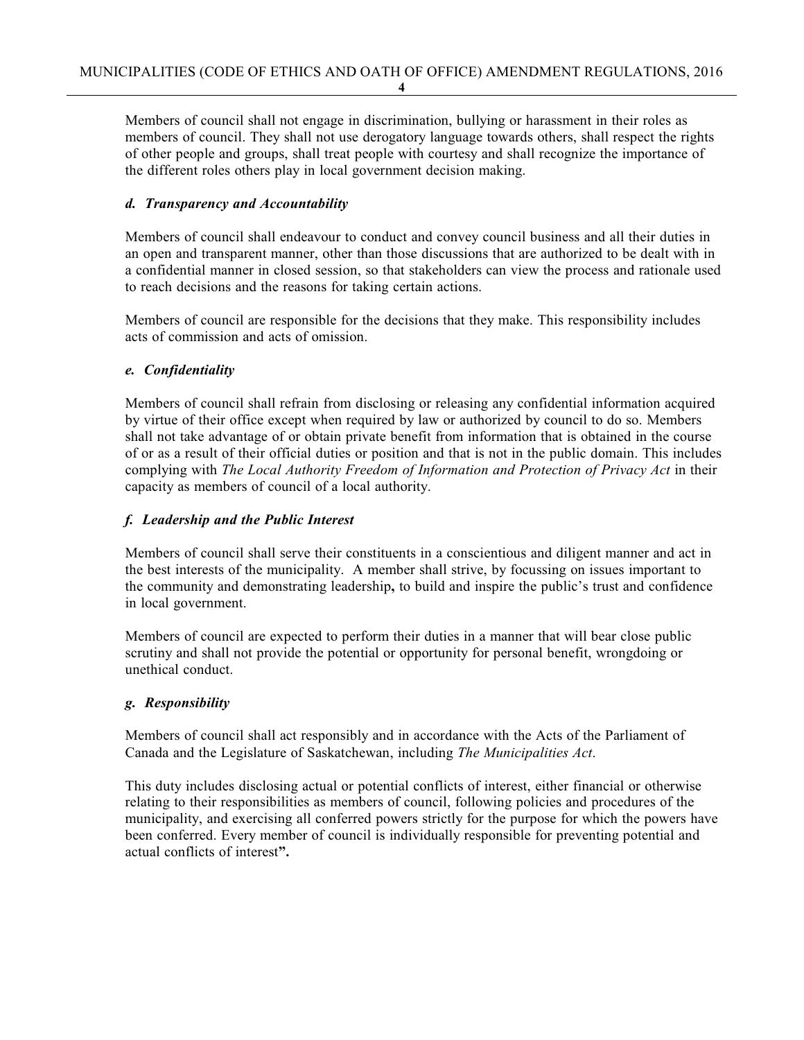Members of council shall not engage in discrimination, bullying or harassment in their roles as members of council. They shall not use derogatory language towards others, shall respect the rights of other people and groups, shall treat people with courtesy and shall recognize the importance of the different roles others play in local government decision making.

### *d. Transparency and Accountability*

Members of council shall endeavour to conduct and convey council business and all their duties in an open and transparent manner, other than those discussions that are authorized to be dealt with in a confidential manner in closed session, so that stakeholders can view the process and rationale used to reach decisions and the reasons for taking certain actions.

Members of council are responsible for the decisions that they make. This responsibility includes acts of commission and acts of omission.

### *e. Confidentiality*

Members of council shall refrain from disclosing or releasing any confidential information acquired by virtue of their office except when required by law or authorized by council to do so. Members shall not take advantage of or obtain private benefit from information that is obtained in the course of or as a result of their official duties or position and that is not in the public domain. This includes complying with *The Local Authority Freedom of Information and Protection of Privacy Act* in their capacity as members of council of a local authority.

### *f. Leadership and the Public Interest*

Members of council shall serve their constituents in a conscientious and diligent manner and act in the best interests of the municipality. A member shall strive, by focussing on issues important to the community and demonstrating leadership**,** to build and inspire the public's trust and confidence in local government.

Members of council are expected to perform their duties in a manner that will bear close public scrutiny and shall not provide the potential or opportunity for personal benefit, wrongdoing or unethical conduct.

### *g. Responsibility*

Members of council shall act responsibly and in accordance with the Acts of the Parliament of Canada and the Legislature of Saskatchewan, including *The Municipalities Act*.

This duty includes disclosing actual or potential conflicts of interest, either financial or otherwise relating to their responsibilities as members of council, following policies and procedures of the municipality, and exercising all conferred powers strictly for the purpose for which the powers have been conferred. Every member of council is individually responsible for preventing potential and actual conflicts of interest**".**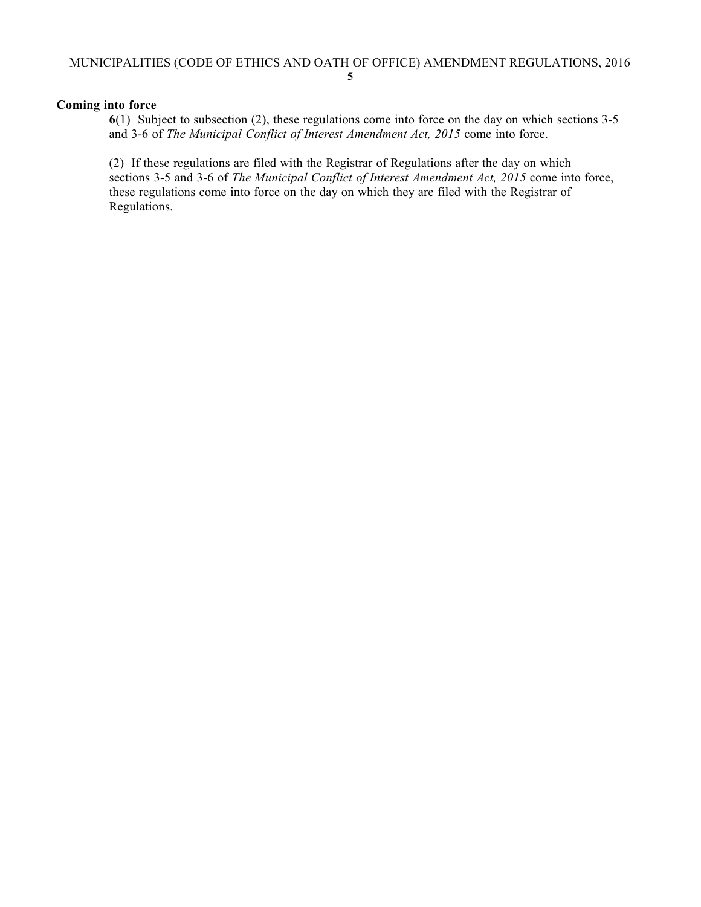**Coming into force**

**6**(1) Subject to subsection (2), these regulations come into force on the day on which sections 3-5 and 3-6 of *The Municipal Conflict of Interest Amendment Act, 2015* come into force.

(2) If these regulations are filed with the Registrar of Regulations after the day on which sections 3-5 and 3-6 of *The Municipal Conflict of Interest Amendment Act, 2015* come into force, these regulations come into force on the day on which they are filed with the Registrar of Regulations.